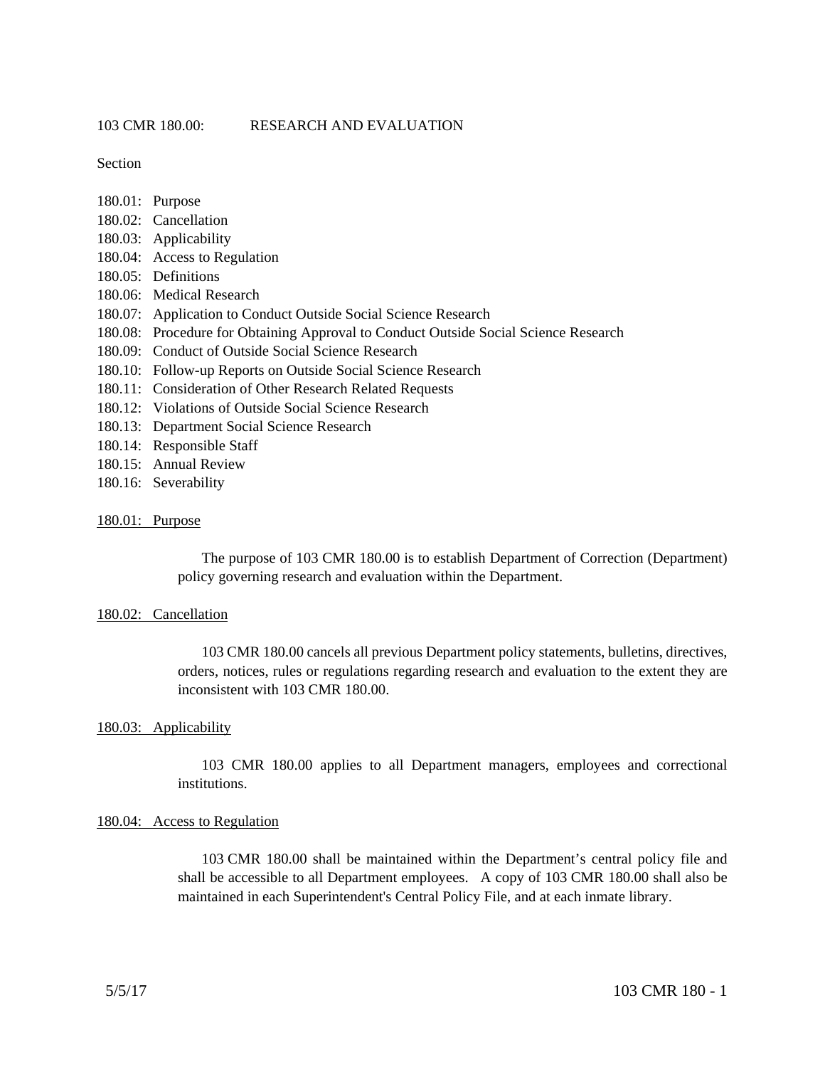# 103 CMR 180.00: RESEARCH AND EVALUATION

Section

180.01: Purpose
180.02: Cancellation
180.03: Applicability
180.04: Access to Regulation
180.05: Definitions
180.06: Medical Research
180.07: Application to Conduct Outside Social Science Research
180.08: Procedure for Obtaining Approval to Conduct Outside Social Science Research
180.09: Conduct of Outside Social Science Research
180.10: Follow-up Reports on Outside Social Science Research
180.11: Consideration of Other Research Related Requests
180.12: Violations of Outside Social Science Research
180.13: Department Social Science Research
180.14: Responsible Staff
180.15: Annual Review
180.16: Severability

## 180.01: Purpose

The purpose of 103 CMR 180.00 is to establish Department of Correction (Department) policy governing research and evaluation within the Department.

## 180.02: Cancellation

103 CMR 180.00 cancels all previous Department policy statements, bulletins, directives, orders, notices, rules or regulations regarding research and evaluation to the extent they are inconsistent with 103 CMR 180.00.

## 180.03: Applicability

103 CMR 180.00 applies to all Department managers, employees and correctional institutions.

## 180.04: Access to Regulation

103 CMR 180.00 shall be maintained within the Department's central policy file and shall be accessible to all Department employees. A copy of 103 CMR 180.00 shall also be maintained in each Superintendent's Central Policy File, and at each inmate library.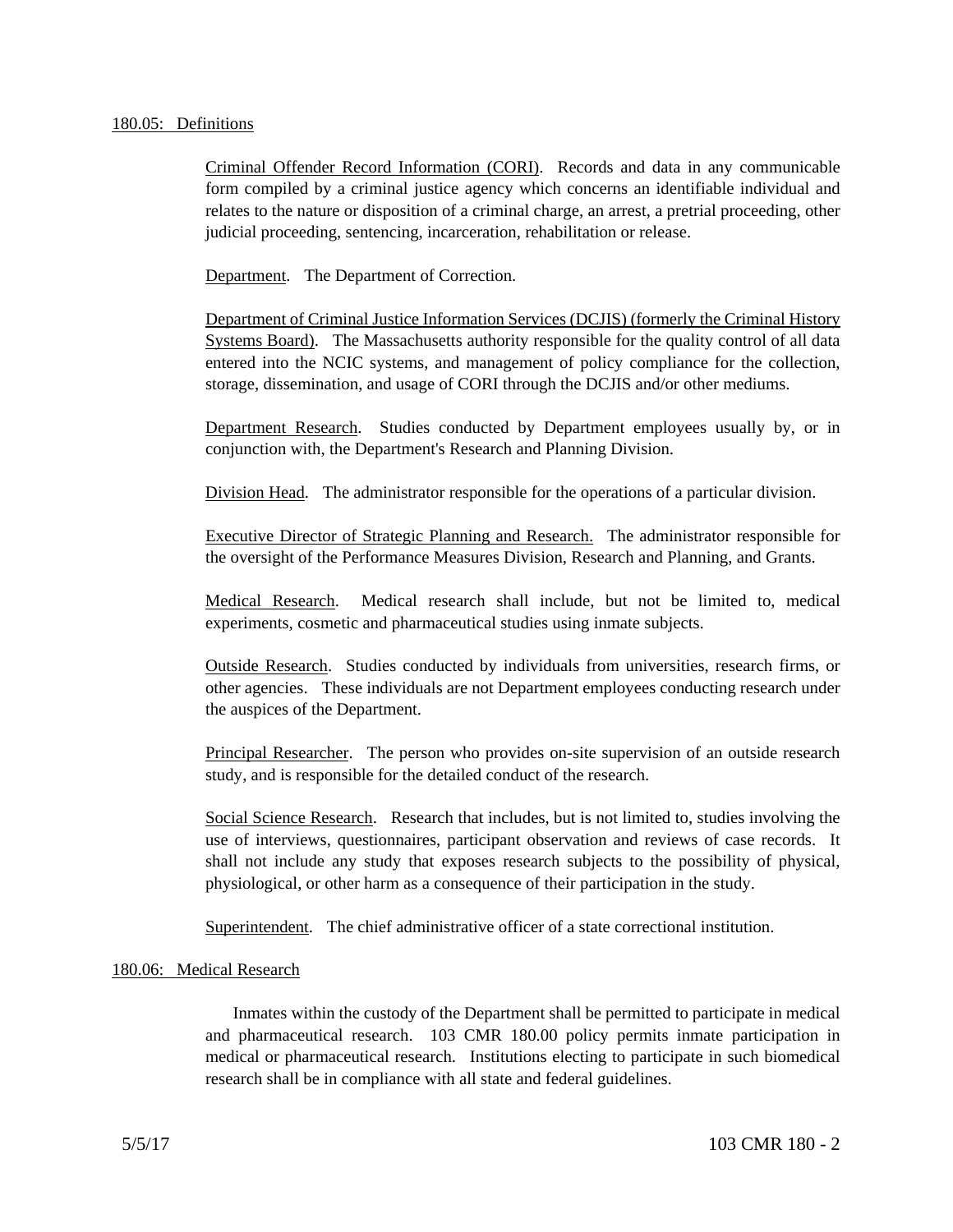## 180.05: Definitions

Criminal Offender Record Information (CORI). Records and data in any communicable form compiled by a criminal justice agency which concerns an identifiable individual and relates to the nature or disposition of a criminal charge, an arrest, a pretrial proceeding, other judicial proceeding, sentencing, incarceration, rehabilitation or release.

Department. The Department of Correction.

Department of Criminal Justice Information Services (DCJIS) (formerly the Criminal History Systems Board). The Massachusetts authority responsible for the quality control of all data entered into the NCIC systems, and management of policy compliance for the collection, storage, dissemination, and usage of CORI through the DCJIS and/or other mediums.

Department Research. Studies conducted by Department employees usually by, or in conjunction with, the Department's Research and Planning Division.

Division Head. The administrator responsible for the operations of a particular division.

Executive Director of Strategic Planning and Research. The administrator responsible for the oversight of the Performance Measures Division, Research and Planning, and Grants.

Medical Research. Medical research shall include, but not be limited to, medical experiments, cosmetic and pharmaceutical studies using inmate subjects.

Outside Research. Studies conducted by individuals from universities, research firms, or other agencies. These individuals are not Department employees conducting research under the auspices of the Department.

Principal Researcher. The person who provides on-site supervision of an outside research study, and is responsible for the detailed conduct of the research.

Social Science Research. Research that includes, but is not limited to, studies involving the use of interviews, questionnaires, participant observation and reviews of case records. It shall not include any study that exposes research subjects to the possibility of physical, physiological, or other harm as a consequence of their participation in the study.

Superintendent. The chief administrative officer of a state correctional institution.

## 180.06: Medical Research

Inmates within the custody of the Department shall be permitted to participate in medical and pharmaceutical research. 103 CMR 180.00 policy permits inmate participation in medical or pharmaceutical research. Institutions electing to participate in such biomedical research shall be in compliance with all state and federal guidelines.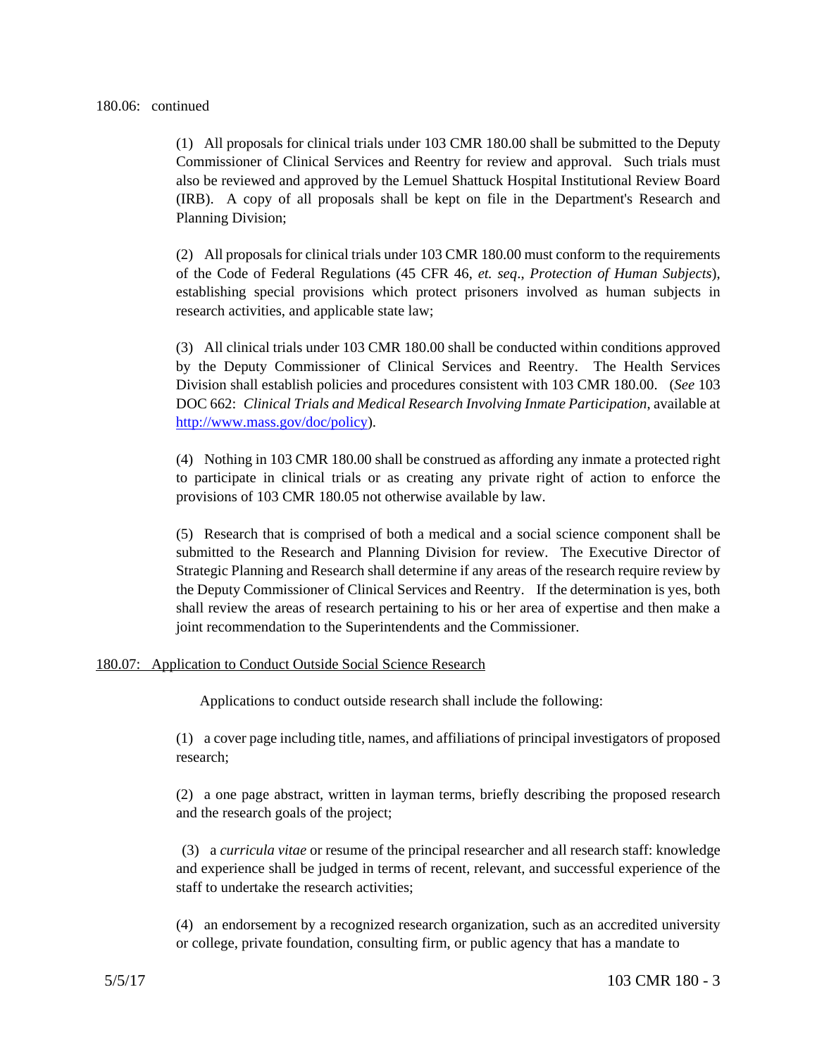180.06: continued

(1) All proposals for clinical trials under 103 CMR 180.00 shall be submitted to the Deputy Commissioner of Clinical Services and Reentry for review and approval. Such trials must also be reviewed and approved by the Lemuel Shattuck Hospital Institutional Review Board (IRB). A copy of all proposals shall be kept on file in the Department's Research and Planning Division;

(2) All proposals for clinical trials under 103 CMR 180.00 must conform to the requirements of the Code of Federal Regulations (45 CFR 46, *et. seq*., *Protection of Human Subjects*), establishing special provisions which protect prisoners involved as human subjects in research activities, and applicable state law;

(3) All clinical trials under 103 CMR 180.00 shall be conducted within conditions approved by the Deputy Commissioner of Clinical Services and Reentry. The Health Services Division shall establish policies and procedures consistent with 103 CMR 180.00. (*See* 103 DOC 662: *Clinical Trials and Medical Research Involving Inmate Participation*, available at [http://www.mass.gov/doc/policy](http://www.mass.gov/doc/policy)).

(4) Nothing in 103 CMR 180.00 shall be construed as affording any inmate a protected right to participate in clinical trials or as creating any private right of action to enforce the provisions of 103 CMR 180.05 not otherwise available by law.

(5) Research that is comprised of both a medical and a social science component shall be submitted to the Research and Planning Division for review. The Executive Director of Strategic Planning and Research shall determine if any areas of the research require review by the Deputy Commissioner of Clinical Services and Reentry. If the determination is yes, both shall review the areas of research pertaining to his or her area of expertise and then make a joint recommendation to the Superintendents and the Commissioner.

## 180.07: Application to Conduct Outside Social Science Research

Applications to conduct outside research shall include the following:

(1) a cover page including title, names, and affiliations of principal investigators of proposed research;

(2) a one page abstract, written in layman terms, briefly describing the proposed research and the research goals of the project;

(3) a *curricula vitae* or resume of the principal researcher and all research staff: knowledge and experience shall be judged in terms of recent, relevant, and successful experience of the staff to undertake the research activities;

(4) an endorsement by a recognized research organization, such as an accredited university or college, private foundation, consulting firm, or public agency that has a mandate to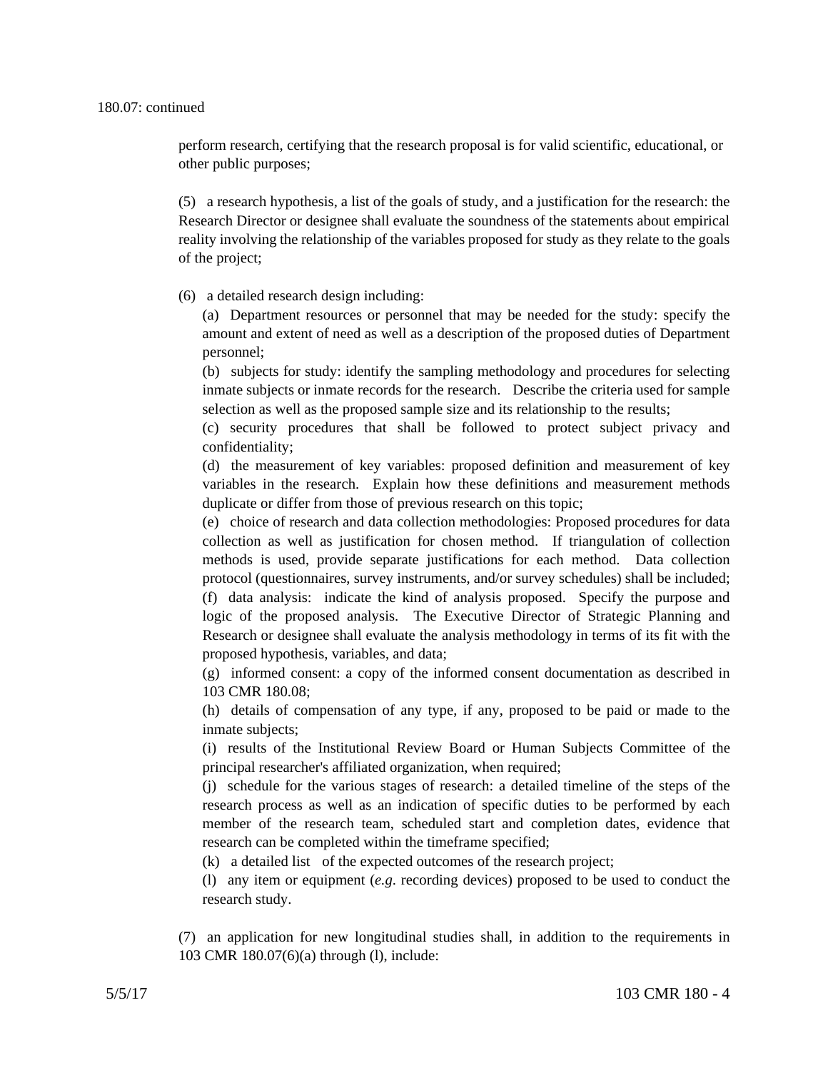180.07: continued

perform research, certifying that the research proposal is for valid scientific, educational, or other public purposes;

(5) a research hypothesis, a list of the goals of study, and a justification for the research: the Research Director or designee shall evaluate the soundness of the statements about empirical reality involving the relationship of the variables proposed for study as they relate to the goals of the project;

(6) a detailed research design including:

(a) Department resources or personnel that may be needed for the study: specify the amount and extent of need as well as a description of the proposed duties of Department personnel;

(b) subjects for study: identify the sampling methodology and procedures for selecting inmate subjects or inmate records for the research. Describe the criteria used for sample selection as well as the proposed sample size and its relationship to the results;

(c) security procedures that shall be followed to protect subject privacy and confidentiality;

(d) the measurement of key variables: proposed definition and measurement of key variables in the research. Explain how these definitions and measurement methods duplicate or differ from those of previous research on this topic;

(e) choice of research and data collection methodologies: Proposed procedures for data collection as well as justification for chosen method. If triangulation of collection methods is used, provide separate justifications for each method. Data collection protocol (questionnaires, survey instruments, and/or survey schedules) shall be included;

(f) data analysis: indicate the kind of analysis proposed. Specify the purpose and logic of the proposed analysis. The Executive Director of Strategic Planning and Research or designee shall evaluate the analysis methodology in terms of its fit with the proposed hypothesis, variables, and data;

(g) informed consent: a copy of the informed consent documentation as described in 103 CMR 180.08;

(h) details of compensation of any type, if any, proposed to be paid or made to the inmate subjects;

(i) results of the Institutional Review Board or Human Subjects Committee of the principal researcher's affiliated organization, when required;

(j) schedule for the various stages of research: a detailed timeline of the steps of the research process as well as an indication of specific duties to be performed by each member of the research team, scheduled start and completion dates, evidence that research can be completed within the timeframe specified;

(k) a detailed list of the expected outcomes of the research project;

(l) any item or equipment (*e.g.* recording devices) proposed to be used to conduct the research study.

(7) an application for new longitudinal studies shall, in addition to the requirements in 103 CMR 180.07(6)(a) through (l), include: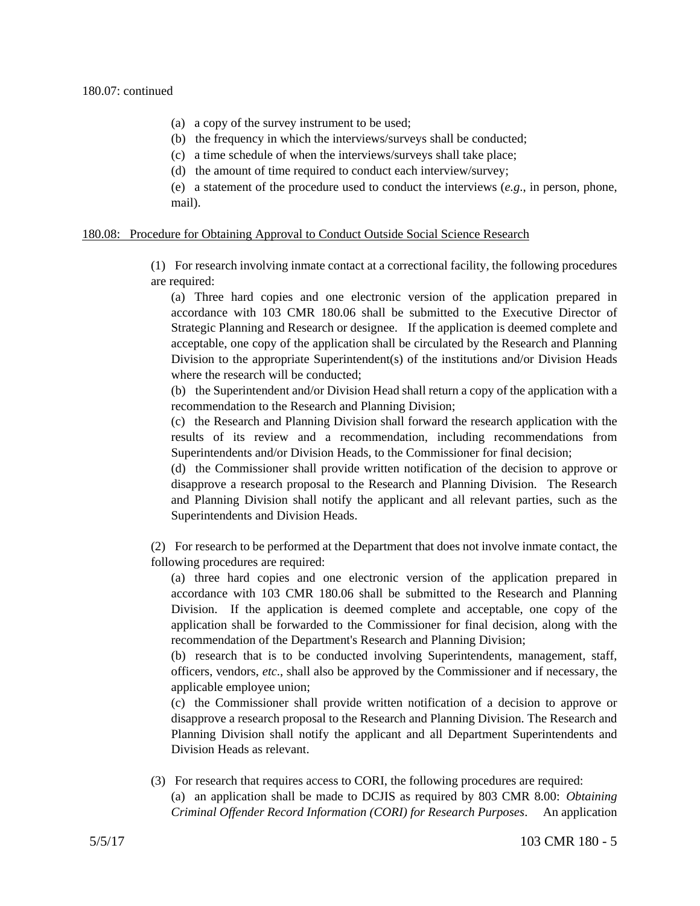180.07: continued

(a) a copy of the survey instrument to be used;

(b) the frequency in which the interviews/surveys shall be conducted;

(c) a time schedule of when the interviews/surveys shall take place;

(d) the amount of time required to conduct each interview/survey;

(e) a statement of the procedure used to conduct the interviews (*e.g.*, in person, phone, mail).

180.08: Procedure for Obtaining Approval to Conduct Outside Social Science Research

(1) For research involving inmate contact at a correctional facility, the following procedures are required:

(a) Three hard copies and one electronic version of the application prepared in accordance with 103 CMR 180.06 shall be submitted to the Executive Director of Strategic Planning and Research or designee. If the application is deemed complete and acceptable, one copy of the application shall be circulated by the Research and Planning Division to the appropriate Superintendent(s) of the institutions and/or Division Heads where the research will be conducted;

(b) the Superintendent and/or Division Head shall return a copy of the application with a recommendation to the Research and Planning Division;

(c) the Research and Planning Division shall forward the research application with the results of its review and a recommendation, including recommendations from Superintendents and/or Division Heads, to the Commissioner for final decision;

(d) the Commissioner shall provide written notification of the decision to approve or disapprove a research proposal to the Research and Planning Division. The Research and Planning Division shall notify the applicant and all relevant parties, such as the Superintendents and Division Heads.

(2) For research to be performed at the Department that does not involve inmate contact, the following procedures are required:

(a) three hard copies and one electronic version of the application prepared in accordance with 103 CMR 180.06 shall be submitted to the Research and Planning Division. If the application is deemed complete and acceptable, one copy of the application shall be forwarded to the Commissioner for final decision, along with the recommendation of the Department's Research and Planning Division;

(b) research that is to be conducted involving Superintendents, management, staff, officers, vendors, *etc*., shall also be approved by the Commissioner and if necessary, the applicable employee union;

(c) the Commissioner shall provide written notification of a decision to approve or disapprove a research proposal to the Research and Planning Division. The Research and Planning Division shall notify the applicant and all Department Superintendents and Division Heads as relevant.

(3) For research that requires access to CORI, the following procedures are required:

(a) an application shall be made to DCJIS as required by 803 CMR 8.00: *Obtaining Criminal Offender Record Information (CORI) for Research Purposes*. An application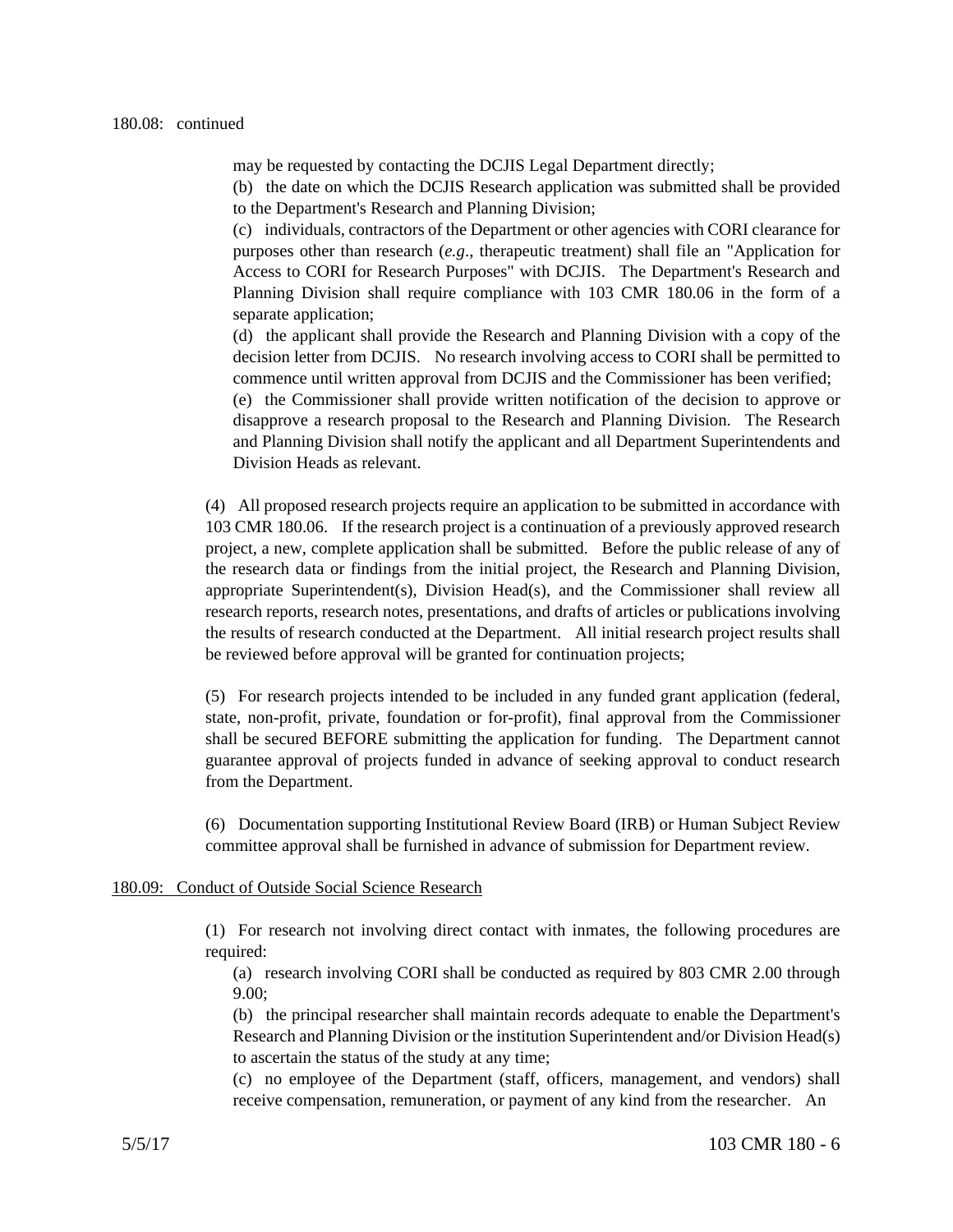180.08: continued

may be requested by contacting the DCJIS Legal Department directly;

(b) the date on which the DCJIS Research application was submitted shall be provided to the Department's Research and Planning Division;

(c) individuals, contractors of the Department or other agencies with CORI clearance for purposes other than research (*e.g*., therapeutic treatment) shall file an "Application for Access to CORI for Research Purposes" with DCJIS. The Department's Research and Planning Division shall require compliance with 103 CMR 180.06 in the form of a separate application;

(d) the applicant shall provide the Research and Planning Division with a copy of the decision letter from DCJIS. No research involving access to CORI shall be permitted to commence until written approval from DCJIS and the Commissioner has been verified;

(e) the Commissioner shall provide written notification of the decision to approve or disapprove a research proposal to the Research and Planning Division. The Research and Planning Division shall notify the applicant and all Department Superintendents and Division Heads as relevant.

(4) All proposed research projects require an application to be submitted in accordance with 103 CMR 180.06. If the research project is a continuation of a previously approved research project, a new, complete application shall be submitted. Before the public release of any of the research data or findings from the initial project, the Research and Planning Division, appropriate Superintendent(s), Division Head(s), and the Commissioner shall review all research reports, research notes, presentations, and drafts of articles or publications involving the results of research conducted at the Department. All initial research project results shall be reviewed before approval will be granted for continuation projects;

(5) For research projects intended to be included in any funded grant application (federal, state, non-profit, private, foundation or for-profit), final approval from the Commissioner shall be secured BEFORE submitting the application for funding. The Department cannot guarantee approval of projects funded in advance of seeking approval to conduct research from the Department.

(6) Documentation supporting Institutional Review Board (IRB) or Human Subject Review committee approval shall be furnished in advance of submission for Department review.

## 180.09: Conduct of Outside Social Science Research

(1) For research not involving direct contact with inmates, the following procedures are required:

(a) research involving CORI shall be conducted as required by 803 CMR 2.00 through 9.00;

(b) the principal researcher shall maintain records adequate to enable the Department's Research and Planning Division or the institution Superintendent and/or Division Head(s) to ascertain the status of the study at any time;

(c) no employee of the Department (staff, officers, management, and vendors) shall receive compensation, remuneration, or payment of any kind from the researcher. An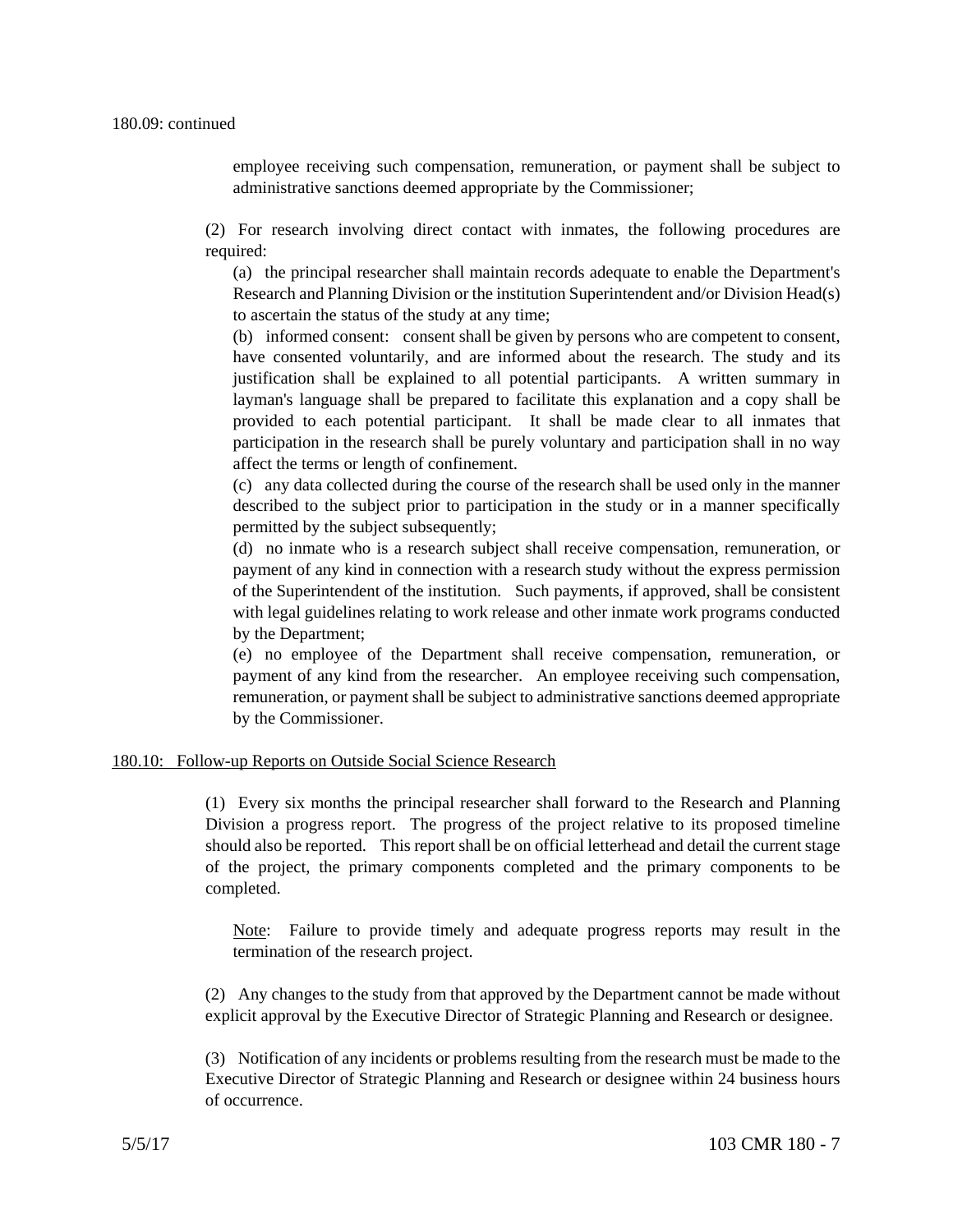180.09: continued

employee receiving such compensation, remuneration, or payment shall be subject to administrative sanctions deemed appropriate by the Commissioner;

(2) For research involving direct contact with inmates, the following procedures are required:

(a) the principal researcher shall maintain records adequate to enable the Department's Research and Planning Division or the institution Superintendent and/or Division Head(s) to ascertain the status of the study at any time;

(b) informed consent: consent shall be given by persons who are competent to consent, have consented voluntarily, and are informed about the research. The study and its justification shall be explained to all potential participants. A written summary in layman's language shall be prepared to facilitate this explanation and a copy shall be provided to each potential participant. It shall be made clear to all inmates that participation in the research shall be purely voluntary and participation shall in no way affect the terms or length of confinement.

(c) any data collected during the course of the research shall be used only in the manner described to the subject prior to participation in the study or in a manner specifically permitted by the subject subsequently;

(d) no inmate who is a research subject shall receive compensation, remuneration, or payment of any kind in connection with a research study without the express permission of the Superintendent of the institution. Such payments, if approved, shall be consistent with legal guidelines relating to work release and other inmate work programs conducted by the Department;

(e) no employee of the Department shall receive compensation, remuneration, or payment of any kind from the researcher. An employee receiving such compensation, remuneration, or payment shall be subject to administrative sanctions deemed appropriate by the Commissioner.

## 180.10: Follow-up Reports on Outside Social Science Research

(1) Every six months the principal researcher shall forward to the Research and Planning Division a progress report. The progress of the project relative to its proposed timeline should also be reported. This report shall be on official letterhead and detail the current stage of the project, the primary components completed and the primary components to be completed.

Note: Failure to provide timely and adequate progress reports may result in the termination of the research project.

(2) Any changes to the study from that approved by the Department cannot be made without explicit approval by the Executive Director of Strategic Planning and Research or designee.

(3) Notification of any incidents or problems resulting from the research must be made to the Executive Director of Strategic Planning and Research or designee within 24 business hours of occurrence.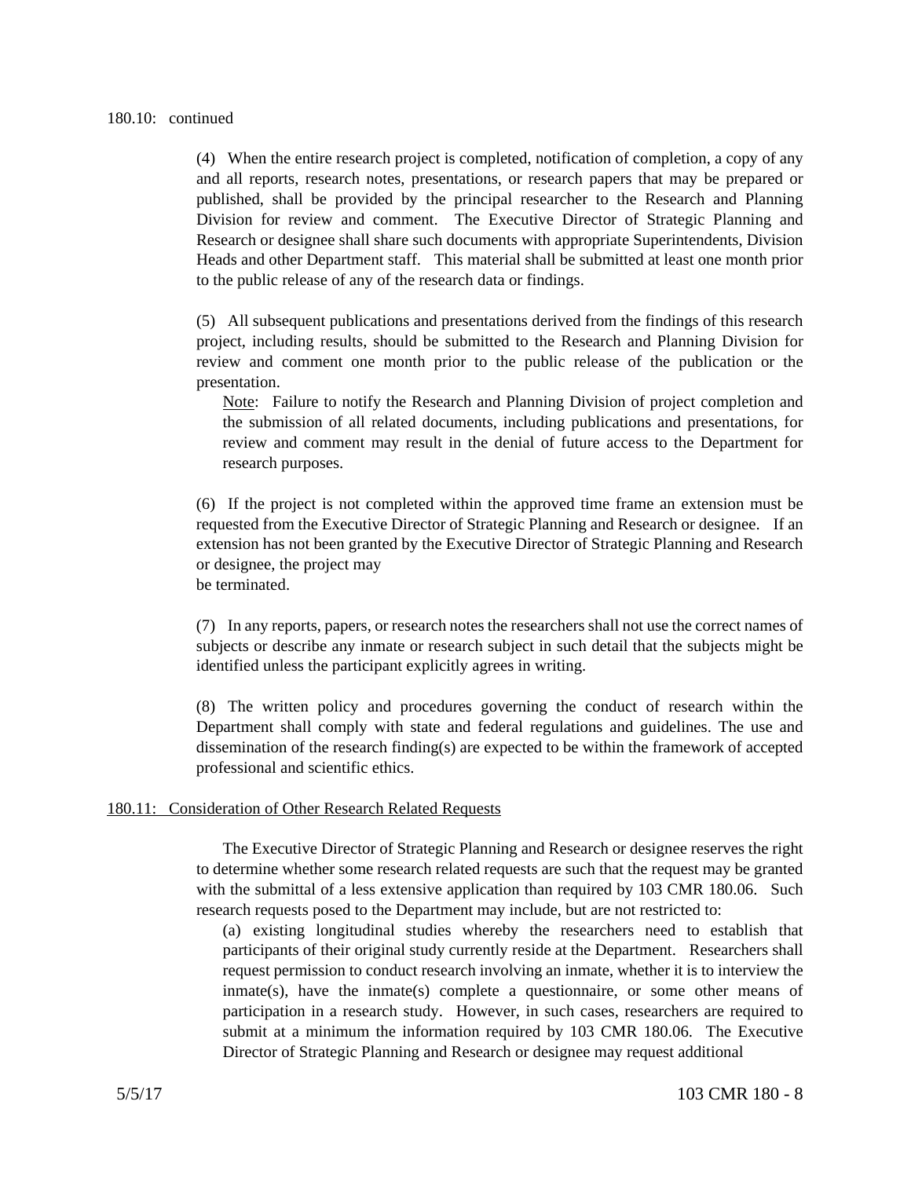180.10: continued

(4) When the entire research project is completed, notification of completion, a copy of any and all reports, research notes, presentations, or research papers that may be prepared or published, shall be provided by the principal researcher to the Research and Planning Division for review and comment. The Executive Director of Strategic Planning and Research or designee shall share such documents with appropriate Superintendents, Division Heads and other Department staff. This material shall be submitted at least one month prior to the public release of any of the research data or findings.

(5) All subsequent publications and presentations derived from the findings of this research project, including results, should be submitted to the Research and Planning Division for review and comment one month prior to the public release of the publication or the presentation.

Note: Failure to notify the Research and Planning Division of project completion and the submission of all related documents, including publications and presentations, for review and comment may result in the denial of future access to the Department for research purposes.

(6) If the project is not completed within the approved time frame an extension must be requested from the Executive Director of Strategic Planning and Research or designee. If an extension has not been granted by the Executive Director of Strategic Planning and Research or designee, the project may be terminated.

(7) In any reports, papers, or research notes the researchers shall not use the correct names of subjects or describe any inmate or research subject in such detail that the subjects might be identified unless the participant explicitly agrees in writing.

(8) The written policy and procedures governing the conduct of research within the Department shall comply with state and federal regulations and guidelines. The use and dissemination of the research finding(s) are expected to be within the framework of accepted professional and scientific ethics.

180.11: Consideration of Other Research Related Requests

The Executive Director of Strategic Planning and Research or designee reserves the right to determine whether some research related requests are such that the request may be granted with the submittal of a less extensive application than required by 103 CMR 180.06. Such research requests posed to the Department may include, but are not restricted to:

(a) existing longitudinal studies whereby the researchers need to establish that participants of their original study currently reside at the Department. Researchers shall request permission to conduct research involving an inmate, whether it is to interview the inmate(s), have the inmate(s) complete a questionnaire, or some other means of participation in a research study. However, in such cases, researchers are required to submit at a minimum the information required by 103 CMR 180.06. The Executive Director of Strategic Planning and Research or designee may request additional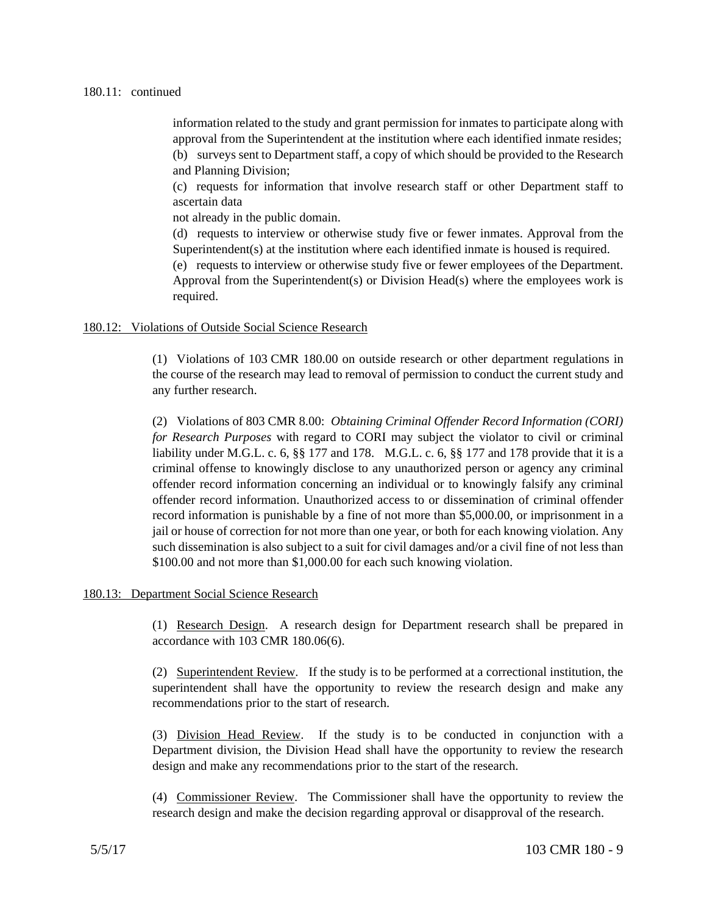180.11: continued

information related to the study and grant permission for inmates to participate along with approval from the Superintendent at the institution where each identified inmate resides;

(b) surveys sent to Department staff, a copy of which should be provided to the Research and Planning Division;

(c) requests for information that involve research staff or other Department staff to ascertain data not already in the public domain.

(d) requests to interview or otherwise study five or fewer inmates. Approval from the Superintendent(s) at the institution where each identified inmate is housed is required.

(e) requests to interview or otherwise study five or fewer employees of the Department. Approval from the Superintendent(s) or Division Head(s) where the employees work is required.

## 180.12: Violations of Outside Social Science Research

(1) Violations of 103 CMR 180.00 on outside research or other department regulations in the course of the research may lead to removal of permission to conduct the current study and any further research.

(2) Violations of 803 CMR 8.00: *Obtaining Criminal Offender Record Information (CORI) for Research Purposes* with regard to CORI may subject the violator to civil or criminal liability under M.G.L. c. 6, §§ 177 and 178. M.G.L. c. 6, §§ 177 and 178 provide that it is a criminal offense to knowingly disclose to any unauthorized person or agency any criminal offender record information concerning an individual or to knowingly falsify any criminal offender record information. Unauthorized access to or dissemination of criminal offender record information is punishable by a fine of not more than $5,000.00, or imprisonment in a jail or house of correction for not more than one year, or both for each knowing violation. Any such dissemination is also subject to a suit for civil damages and/or a civil fine of not less than $100.00 and not more than $1,000.00 for each such knowing violation.

## 180.13: Department Social Science Research

(1) Research Design. A research design for Department research shall be prepared in accordance with 103 CMR 180.06(6).

(2) Superintendent Review. If the study is to be performed at a correctional institution, the superintendent shall have the opportunity to review the research design and make any recommendations prior to the start of research.

(3) Division Head Review. If the study is to be conducted in conjunction with a Department division, the Division Head shall have the opportunity to review the research design and make any recommendations prior to the start of the research.

(4) Commissioner Review. The Commissioner shall have the opportunity to review the research design and make the decision regarding approval or disapproval of the research.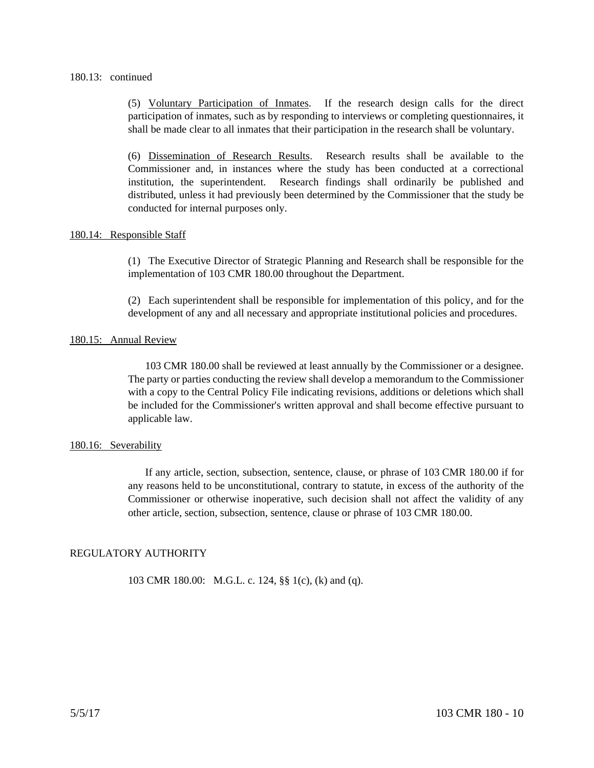180.13: continued

(5) Voluntary Participation of Inmates. If the research design calls for the direct participation of inmates, such as by responding to interviews or completing questionnaires, it shall be made clear to all inmates that their participation in the research shall be voluntary.

(6) Dissemination of Research Results. Research results shall be available to the Commissioner and, in instances where the study has been conducted at a correctional institution, the superintendent. Research findings shall ordinarily be published and distributed, unless it had previously been determined by the Commissioner that the study be conducted for internal purposes only.

### 180.14: Responsible Staff

(1) The Executive Director of Strategic Planning and Research shall be responsible for the implementation of 103 CMR 180.00 throughout the Department.

(2) Each superintendent shall be responsible for implementation of this policy, and for the development of any and all necessary and appropriate institutional policies and procedures.

### 180.15: Annual Review

103 CMR 180.00 shall be reviewed at least annually by the Commissioner or a designee. The party or parties conducting the review shall develop a memorandum to the Commissioner with a copy to the Central Policy File indicating revisions, additions or deletions which shall be included for the Commissioner's written approval and shall become effective pursuant to applicable law.

### 180.16: Severability

If any article, section, subsection, sentence, clause, or phrase of 103 CMR 180.00 if for any reasons held to be unconstitutional, contrary to statute, in excess of the authority of the Commissioner or otherwise inoperative, such decision shall not affect the validity of any other article, section, subsection, sentence, clause or phrase of 103 CMR 180.00.

## REGULATORY AUTHORITY

103 CMR 180.00: M.G.L. c. 124, §§ 1(c), (k) and (q).

5/5/17